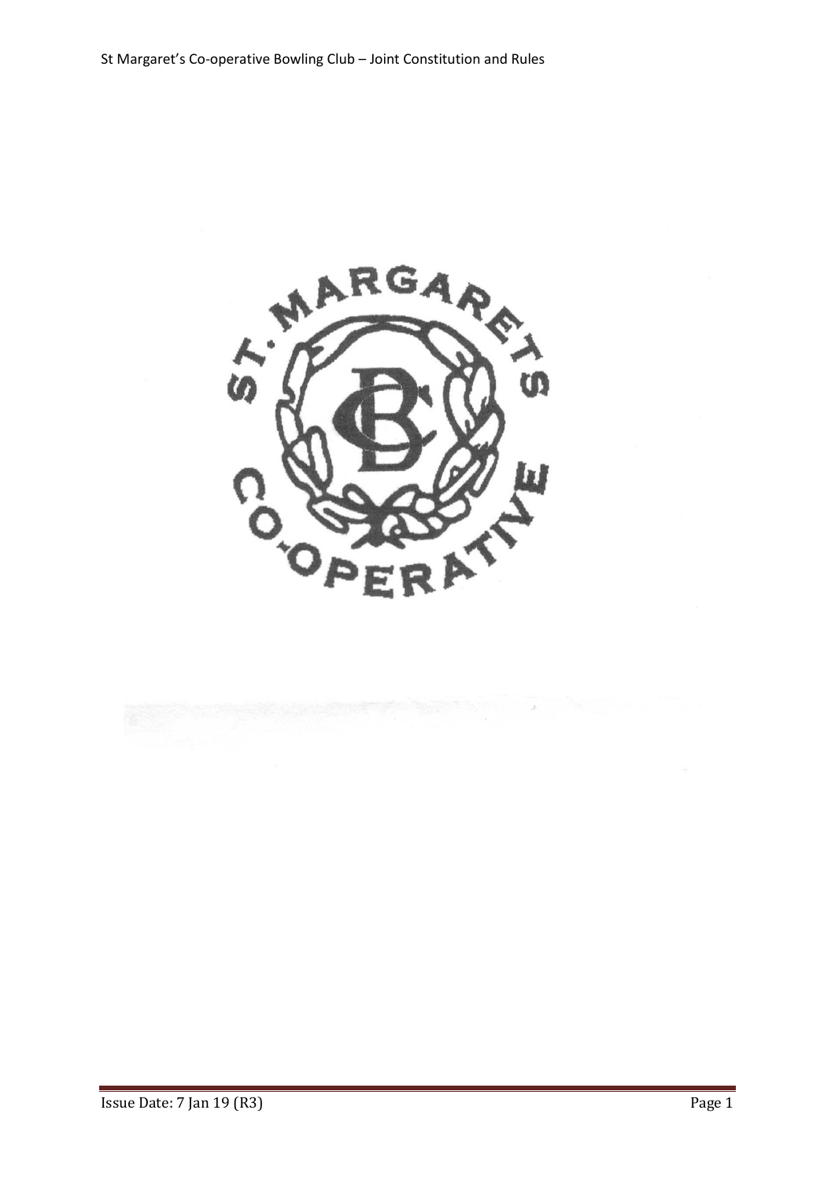ST. MARGARETS CO-OPERATIVE

BC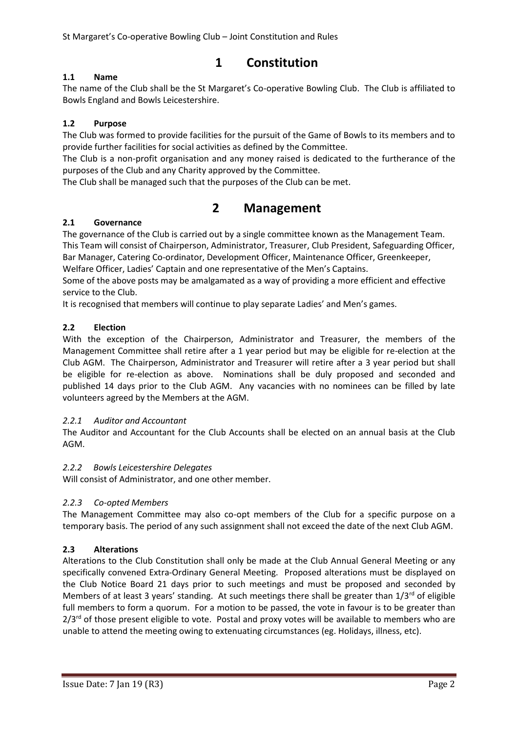# 1 Constitution

### 1.1 Name

The name of the Club shall be the St Margaret's Co-operative Bowling Club. The Club is affiliated to Bowls England and Bowls Leicestershire.

### 1.2 Purpose

The Club was formed to provide facilities for the pursuit of the Game of Bowls to its members and to provide further facilities for social activities as defined by the Committee.

The Club is a non-profit organisation and any money raised is dedicated to the furtherance of the purposes of the Club and any Charity approved by the Committee.

The Club shall be managed such that the purposes of the Club can be met.

# 2 Management

### 2.1 Governance

The governance of the Club is carried out by a single committee known as the Management Team. This Team will consist of Chairperson, Administrator, Treasurer, Club President, Safeguarding Officer, Bar Manager, Catering Co-ordinator, Development Officer, Maintenance Officer, Greenkeeper, Welfare Officer, Ladies' Captain and one representative of the Men's Captains.

Some of the above posts may be amalgamated as a way of providing a more efficient and effective service to the Club.

It is recognised that members will continue to play separate Ladies' and Men's games.

### 2.2 Election

With the exception of the Chairperson, Administrator and Treasurer, the members of the Management Committee shall retire after a 1 year period but may be eligible for re-election at the Club AGM. The Chairperson, Administrator and Treasurer will retire after a 3 year period but shall be eligible for re-election as above. Nominations shall be duly proposed and seconded and published 14 days prior to the Club AGM. Any vacancies with no nominees can be filled by late volunteers agreed by the Members at the AGM.

#### *2.2.1 Auditor and Accountant*

The Auditor and Accountant for the Club Accounts shall be elected on an annual basis at the Club AGM.

#### *2.2.2 Bowls Leicestershire Delegates*

Will consist of Administrator, and one other member.

#### *2.2.3 Co-opted Members*

The Management Committee may also co-opt members of the Club for a specific purpose on a temporary basis. The period of any such assignment shall not exceed the date of the next Club AGM.

### 2.3 Alterations

Alterations to the Club Constitution shall only be made at the Club Annual General Meeting or any specifically convened Extra-Ordinary General Meeting. Proposed alterations must be displayed on the Club Notice Board 21 days prior to such meetings and must be proposed and seconded by Members of at least 3 years' standing. At such meetings there shall be greater than 1/3rd of eligible full members to form a quorum. For a motion to be passed, the vote in favour is to be greater than 2/3rd of those present eligible to vote. Postal and proxy votes will be available to members who are unable to attend the meeting owing to extenuating circumstances (eg. Holidays, illness, etc).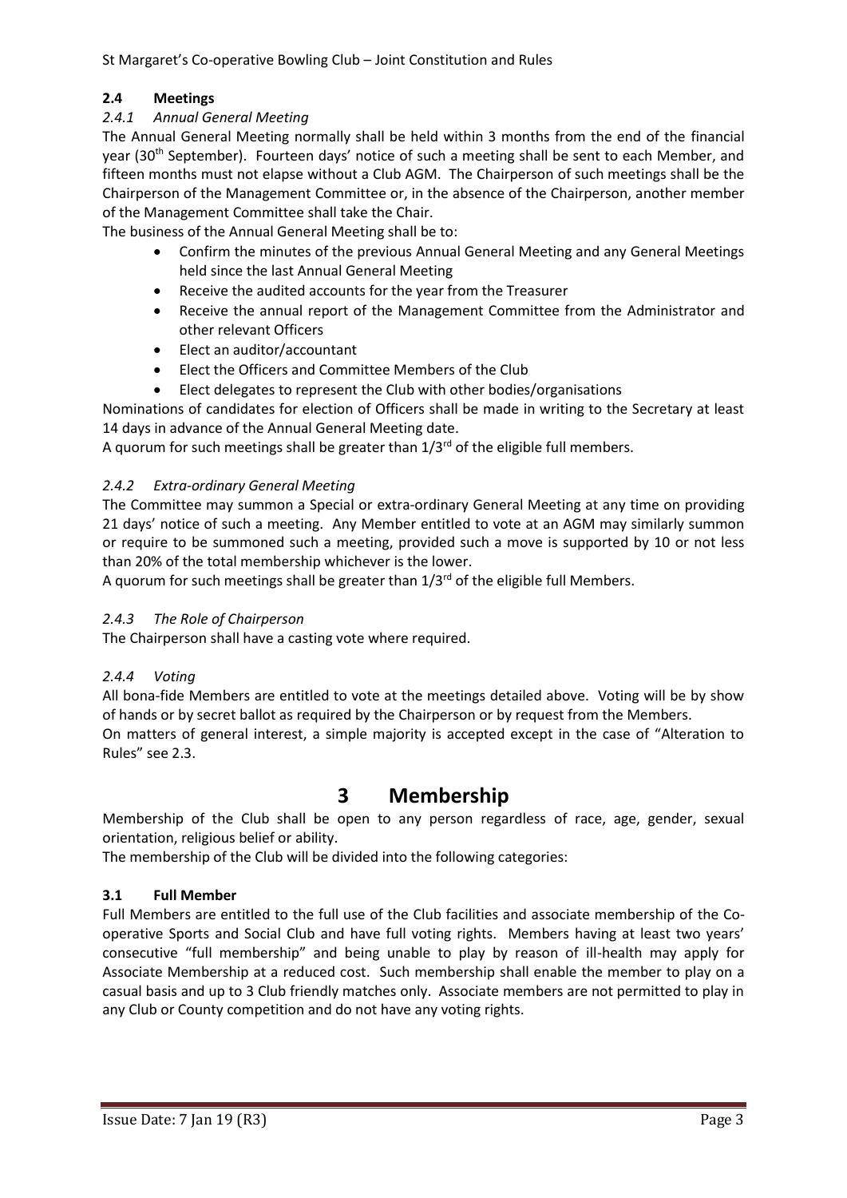### 2.4 Meetings

#### *2.4.1 Annual General Meeting*

The Annual General Meeting normally shall be held within 3 months from the end of the financial year (30th September). Fourteen days' notice of such a meeting shall be sent to each Member, and fifteen months must not elapse without a Club AGM. The Chairperson of such meetings shall be the Chairperson of the Management Committee or, in the absence of the Chairperson, another member of the Management Committee shall take the Chair.

The business of the Annual General Meeting shall be to:

- Confirm the minutes of the previous Annual General Meeting and any General Meetings held since the last Annual General Meeting
- Receive the audited accounts for the year from the Treasurer
- Receive the annual report of the Management Committee from the Administrator and other relevant Officers
- Elect an auditor/accountant
- Elect the Officers and Committee Members of the Club
- Elect delegates to represent the Club with other bodies/organisations

Nominations of candidates for election of Officers shall be made in writing to the Secretary at least 14 days in advance of the Annual General Meeting date.

A quorum for such meetings shall be greater than 1/3rd of the eligible full members.

#### *2.4.2 Extra-ordinary General Meeting*

The Committee may summon a Special or extra-ordinary General Meeting at any time on providing 21 days' notice of such a meeting. Any Member entitled to vote at an AGM may similarly summon or require to be summoned such a meeting, provided such a move is supported by 10 or not less than 20% of the total membership whichever is the lower.

A quorum for such meetings shall be greater than 1/3rd of the eligible full Members.

#### *2.4.3 The Role of Chairperson*

The Chairperson shall have a casting vote where required.

#### *2.4.4 Voting*

All bona-fide Members are entitled to vote at the meetings detailed above. Voting will be by show of hands or by secret ballot as required by the Chairperson or by request from the Members.

On matters of general interest, a simple majority is accepted except in the case of "Alteration to Rules" see 2.3.

# 3 Membership

Membership of the Club shall be open to any person regardless of race, age, gender, sexual orientation, religious belief or ability.

The membership of the Club will be divided into the following categories:

### 3.1 Full Member

Full Members are entitled to the full use of the Club facilities and associate membership of the Co-operative Sports and Social Club and have full voting rights. Members having at least two years' consecutive "full membership" and being unable to play by reason of ill-health may apply for Associate Membership at a reduced cost. Such membership shall enable the member to play on a casual basis and up to 3 Club friendly matches only. Associate members are not permitted to play in any Club or County competition and do not have any voting rights.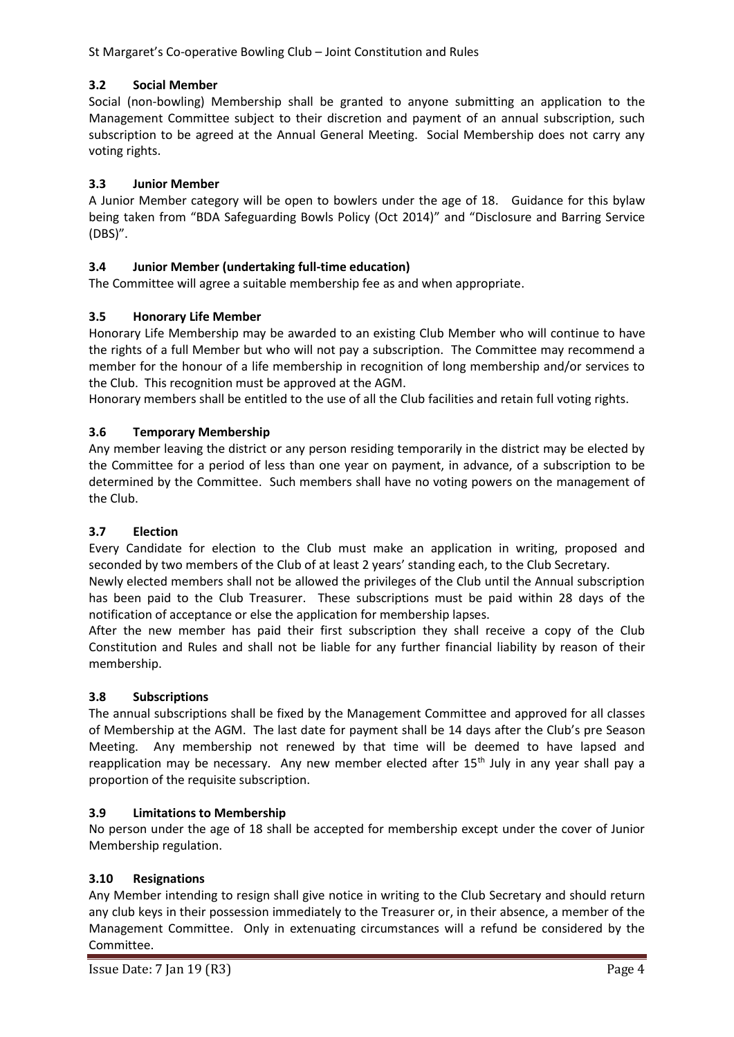### 3.2 Social Member

Social (non-bowling) Membership shall be granted to anyone submitting an application to the Management Committee subject to their discretion and payment of an annual subscription, such subscription to be agreed at the Annual General Meeting. Social Membership does not carry any voting rights.

### 3.3 Junior Member

A Junior Member category will be open to bowlers under the age of 18. Guidance for this bylaw being taken from "BDA Safeguarding Bowls Policy (Oct 2014)" and "Disclosure and Barring Service (DBS)".

### 3.4 Junior Member (undertaking full-time education)

The Committee will agree a suitable membership fee as and when appropriate.

### 3.5 Honorary Life Member

Honorary Life Membership may be awarded to an existing Club Member who will continue to have the rights of a full Member but who will not pay a subscription. The Committee may recommend a member for the honour of a life membership in recognition of long membership and/or services to the Club. This recognition must be approved at the AGM.

Honorary members shall be entitled to the use of all the Club facilities and retain full voting rights.

### 3.6 Temporary Membership

Any member leaving the district or any person residing temporarily in the district may be elected by the Committee for a period of less than one year on payment, in advance, of a subscription to be determined by the Committee. Such members shall have no voting powers on the management of the Club.

### 3.7 Election

Every Candidate for election to the Club must make an application in writing, proposed and seconded by two members of the Club of at least 2 years' standing each, to the Club Secretary.

Newly elected members shall not be allowed the privileges of the Club until the Annual subscription has been paid to the Club Treasurer. These subscriptions must be paid within 28 days of the notification of acceptance or else the application for membership lapses.

After the new member has paid their first subscription they shall receive a copy of the Club Constitution and Rules and shall not be liable for any further financial liability by reason of their membership.

### 3.8 Subscriptions

The annual subscriptions shall be fixed by the Management Committee and approved for all classes of Membership at the AGM. The last date for payment shall be 14 days after the Club's pre Season Meeting. Any membership not renewed by that time will be deemed to have lapsed and reapplication may be necessary. Any new member elected after 15th July in any year shall pay a proportion of the requisite subscription.

### 3.9 Limitations to Membership

No person under the age of 18 shall be accepted for membership except under the cover of Junior Membership regulation.

### 3.10 Resignations

Any Member intending to resign shall give notice in writing to the Club Secretary and should return any club keys in their possession immediately to the Treasurer or, in their absence, a member of the Management Committee. Only in extenuating circumstances will a refund be considered by the Committee.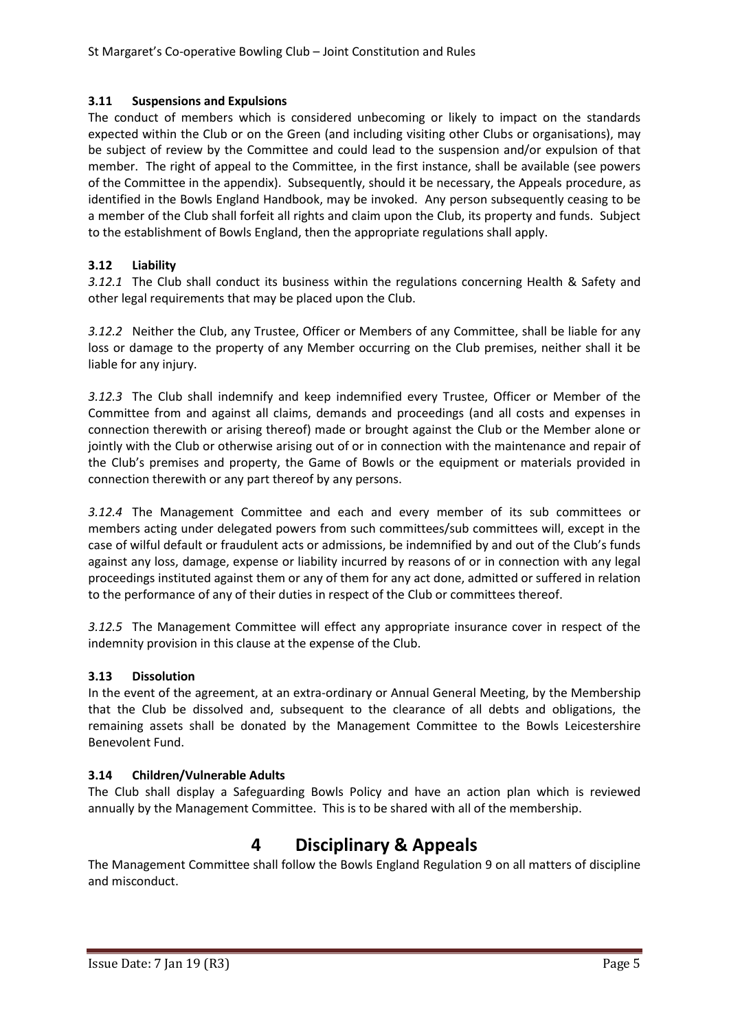### 3.11 Suspensions and Expulsions

The conduct of members which is considered unbecoming or likely to impact on the standards expected within the Club or on the Green (and including visiting other Clubs or organisations), may be subject of review by the Committee and could lead to the suspension and/or expulsion of that member. The right of appeal to the Committee, in the first instance, shall be available (see powers of the Committee in the appendix). Subsequently, should it be necessary, the Appeals procedure, as identified in the Bowls England Handbook, may be invoked. Any person subsequently ceasing to be a member of the Club shall forfeit all rights and claim upon the Club, its property and funds. Subject to the establishment of Bowls England, then the appropriate regulations shall apply.

### 3.12 Liability

*3.12.1* The Club shall conduct its business within the regulations concerning Health & Safety and other legal requirements that may be placed upon the Club.

*3.12.2* Neither the Club, any Trustee, Officer or Members of any Committee, shall be liable for any loss or damage to the property of any Member occurring on the Club premises, neither shall it be liable for any injury.

*3.12.3* The Club shall indemnify and keep indemnified every Trustee, Officer or Member of the Committee from and against all claims, demands and proceedings (and all costs and expenses in connection therewith or arising thereof) made or brought against the Club or the Member alone or jointly with the Club or otherwise arising out of or in connection with the maintenance and repair of the Club's premises and property, the Game of Bowls or the equipment or materials provided in connection therewith or any part thereof by any persons.

*3.12.4* The Management Committee and each and every member of its sub committees or members acting under delegated powers from such committees/sub committees will, except in the case of wilful default or fraudulent acts or admissions, be indemnified by and out of the Club's funds against any loss, damage, expense or liability incurred by reasons of or in connection with any legal proceedings instituted against them or any of them for any act done, admitted or suffered in relation to the performance of any of their duties in respect of the Club or committees thereof.

*3.12.5* The Management Committee will effect any appropriate insurance cover in respect of the indemnity provision in this clause at the expense of the Club.

### 3.13 Dissolution

In the event of the agreement, at an extra-ordinary or Annual General Meeting, by the Membership that the Club be dissolved and, subsequent to the clearance of all debts and obligations, the remaining assets shall be donated by the Management Committee to the Bowls Leicestershire Benevolent Fund.

### 3.14 Children/Vulnerable Adults

The Club shall display a Safeguarding Bowls Policy and have an action plan which is reviewed annually by the Management Committee. This is to be shared with all of the membership.

# 4 Disciplinary & Appeals

The Management Committee shall follow the Bowls England Regulation 9 on all matters of discipline and misconduct.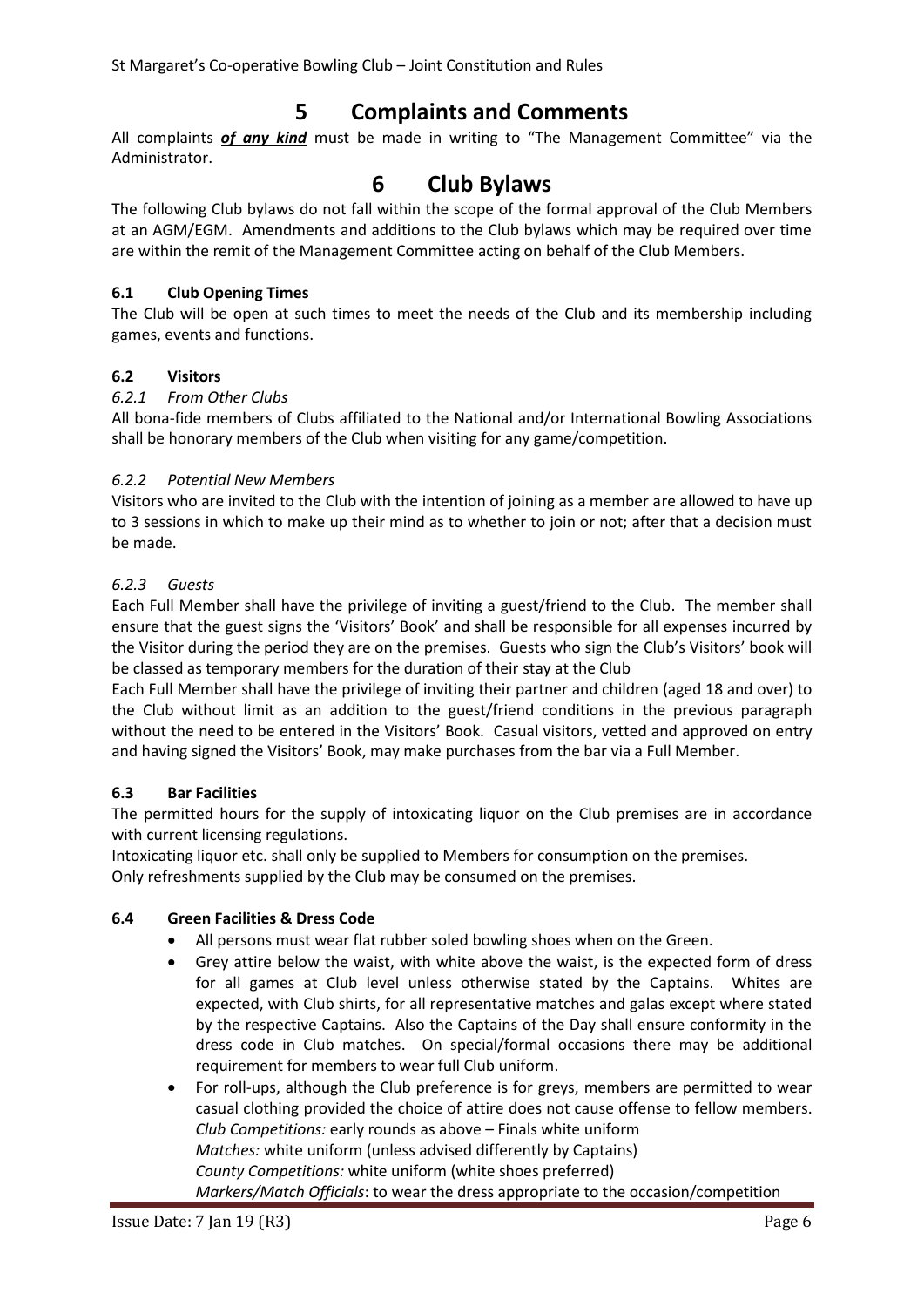# 5 Complaints and Comments

All complaints ***of any kind*** must be made in writing to "The Management Committee" via the Administrator.

# 6 Club Bylaws

The following Club bylaws do not fall within the scope of the formal approval of the Club Members at an AGM/EGM. Amendments and additions to the Club bylaws which may be required over time are within the remit of the Management Committee acting on behalf of the Club Members.

### 6.1 Club Opening Times

The Club will be open at such times to meet the needs of the Club and its membership including games, events and functions.

### 6.2 Visitors

#### *6.2.1 From Other Clubs*

All bona-fide members of Clubs affiliated to the National and/or International Bowling Associations shall be honorary members of the Club when visiting for any game/competition.

#### *6.2.2 Potential New Members*

Visitors who are invited to the Club with the intention of joining as a member are allowed to have up to 3 sessions in which to make up their mind as to whether to join or not; after that a decision must be made.

#### *6.2.3 Guests*

Each Full Member shall have the privilege of inviting a guest/friend to the Club. The member shall ensure that the guest signs the 'Visitors' Book' and shall be responsible for all expenses incurred by the Visitor during the period they are on the premises. Guests who sign the Club's Visitors' book will be classed as temporary members for the duration of their stay at the Club

Each Full Member shall have the privilege of inviting their partner and children (aged 18 and over) to the Club without limit as an addition to the guest/friend conditions in the previous paragraph without the need to be entered in the Visitors' Book. Casual visitors, vetted and approved on entry and having signed the Visitors' Book, may make purchases from the bar via a Full Member.

### 6.3 Bar Facilities

The permitted hours for the supply of intoxicating liquor on the Club premises are in accordance with current licensing regulations.

Intoxicating liquor etc. shall only be supplied to Members for consumption on the premises.

Only refreshments supplied by the Club may be consumed on the premises.

### 6.4 Green Facilities & Dress Code

- All persons must wear flat rubber soled bowling shoes when on the Green.
- Grey attire below the waist, with white above the waist, is the expected form of dress for all games at Club level unless otherwise stated by the Captains. Whites are expected, with Club shirts, for all representative matches and galas except where stated by the respective Captains. Also the Captains of the Day shall ensure conformity in the dress code in Club matches. On special/formal occasions there may be additional requirement for members to wear full Club uniform.
- For roll-ups, although the Club preference is for greys, members are permitted to wear casual clothing provided the choice of attire does not cause offense to fellow members.
  *Club Competitions:* early rounds as above – Finals white uniform
  *Matches:* white uniform (unless advised differently by Captains)
  *County Competitions:* white uniform (white shoes preferred)
  *Markers/Match Officials*: to wear the dress appropriate to the occasion/competition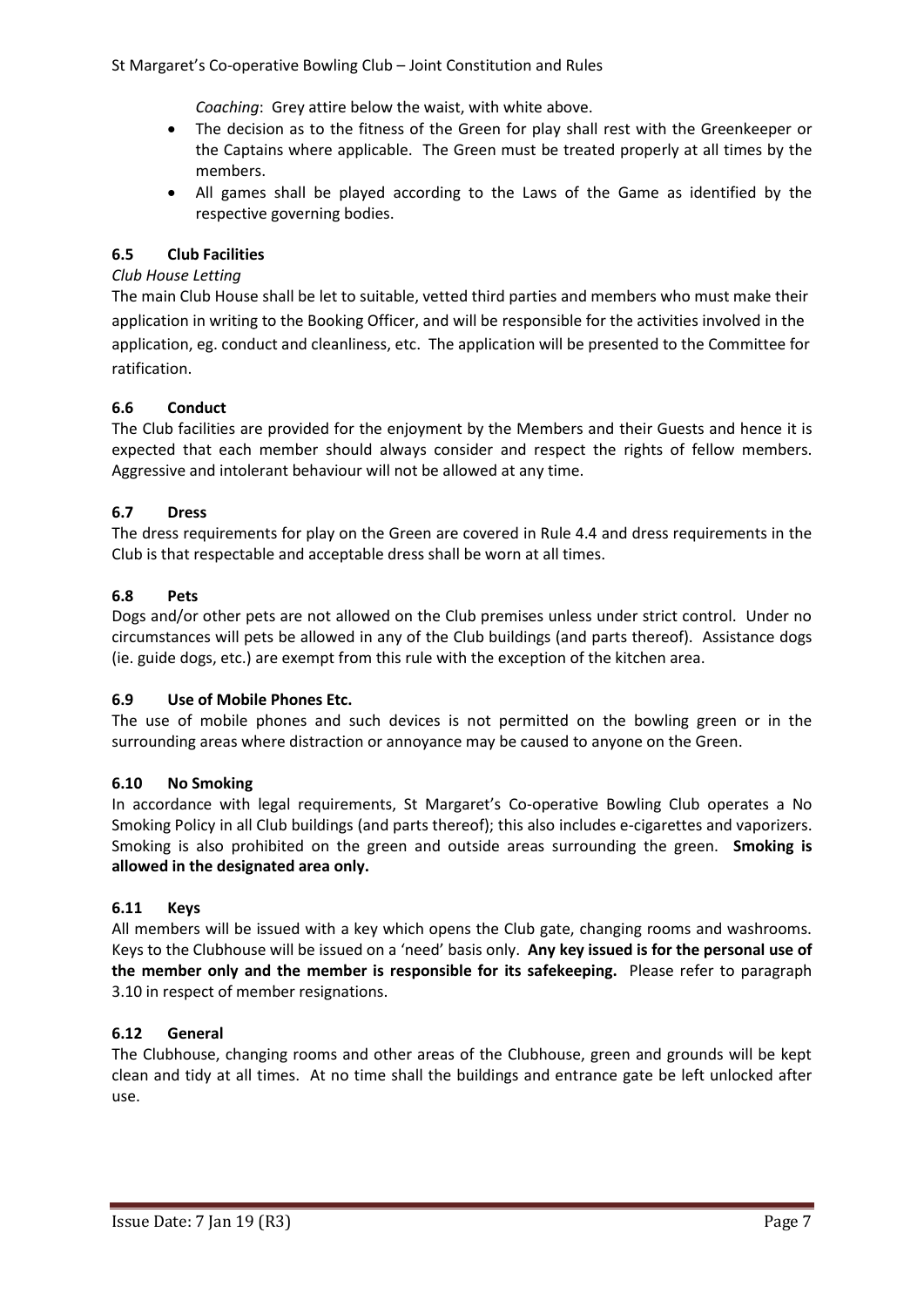*Coaching*: Grey attire below the waist, with white above.

- The decision as to the fitness of the Green for play shall rest with the Greenkeeper or the Captains where applicable. The Green must be treated properly at all times by the members.
- All games shall be played according to the Laws of the Game as identified by the respective governing bodies.

### 6.5 Club Facilities

*Club House Letting*

The main Club House shall be let to suitable, vetted third parties and members who must make their application in writing to the Booking Officer, and will be responsible for the activities involved in the application, eg. conduct and cleanliness, etc. The application will be presented to the Committee for ratification.

### 6.6 Conduct

The Club facilities are provided for the enjoyment by the Members and their Guests and hence it is expected that each member should always consider and respect the rights of fellow members. Aggressive and intolerant behaviour will not be allowed at any time.

### 6.7 Dress

The dress requirements for play on the Green are covered in Rule 4.4 and dress requirements in the Club is that respectable and acceptable dress shall be worn at all times.

### 6.8 Pets

Dogs and/or other pets are not allowed on the Club premises unless under strict control. Under no circumstances will pets be allowed in any of the Club buildings (and parts thereof). Assistance dogs (ie. guide dogs, etc.) are exempt from this rule with the exception of the kitchen area.

### 6.9 Use of Mobile Phones Etc.

The use of mobile phones and such devices is not permitted on the bowling green or in the surrounding areas where distraction or annoyance may be caused to anyone on the Green.

### 6.10 No Smoking

In accordance with legal requirements, St Margaret's Co-operative Bowling Club operates a No Smoking Policy in all Club buildings (and parts thereof); this also includes e-cigarettes and vaporizers. Smoking is also prohibited on the green and outside areas surrounding the green. **Smoking is allowed in the designated area only.**

### 6.11 Keys

All members will be issued with a key which opens the Club gate, changing rooms and washrooms. Keys to the Clubhouse will be issued on a 'need' basis only. **Any key issued is for the personal use of the member only and the member is responsible for its safekeeping.** Please refer to paragraph 3.10 in respect of member resignations.

### 6.12 General

The Clubhouse, changing rooms and other areas of the Clubhouse, green and grounds will be kept clean and tidy at all times. At no time shall the buildings and entrance gate be left unlocked after use.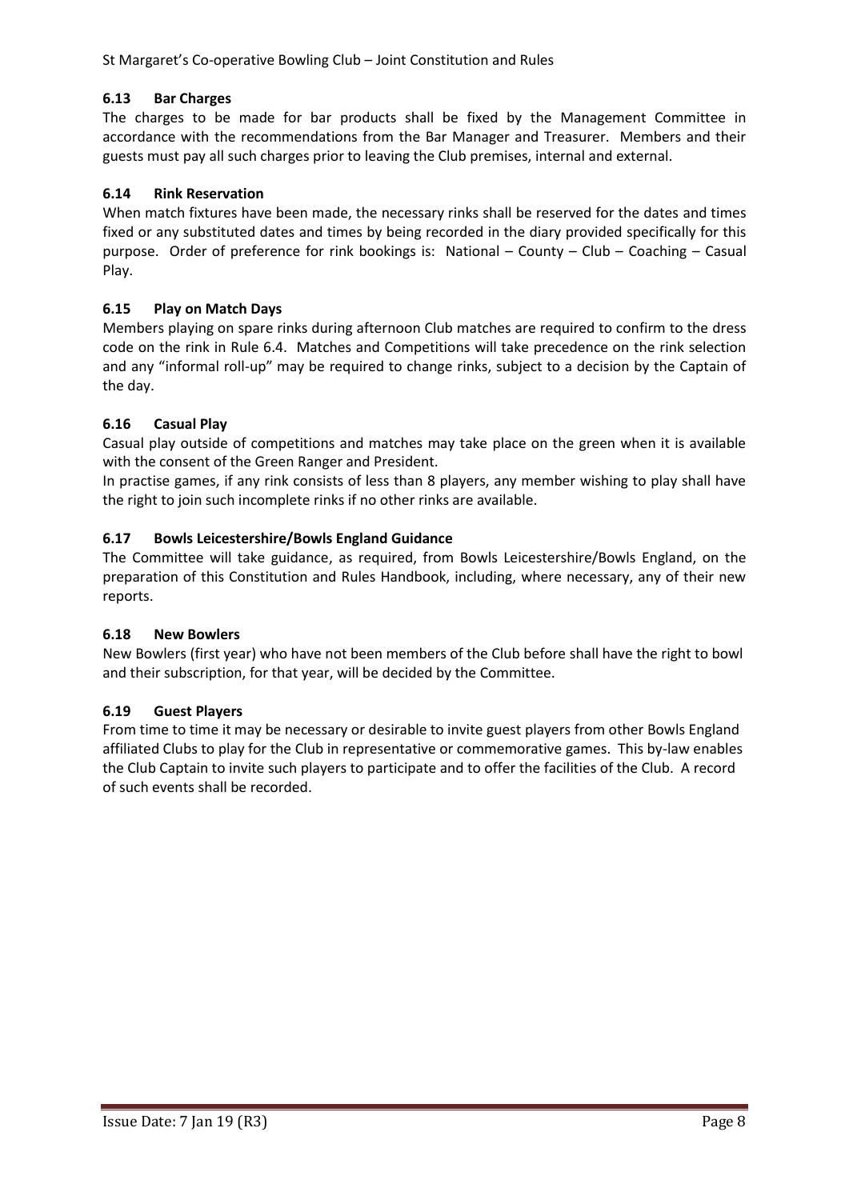### 6.13 Bar Charges

The charges to be made for bar products shall be fixed by the Management Committee in accordance with the recommendations from the Bar Manager and Treasurer. Members and their guests must pay all such charges prior to leaving the Club premises, internal and external.

### 6.14 Rink Reservation

When match fixtures have been made, the necessary rinks shall be reserved for the dates and times fixed or any substituted dates and times by being recorded in the diary provided specifically for this purpose. Order of preference for rink bookings is: National – County – Club – Coaching – Casual Play.

### 6.15 Play on Match Days

Members playing on spare rinks during afternoon Club matches are required to confirm to the dress code on the rink in Rule 6.4. Matches and Competitions will take precedence on the rink selection and any "informal roll-up" may be required to change rinks, subject to a decision by the Captain of the day.

### 6.16 Casual Play

Casual play outside of competitions and matches may take place on the green when it is available with the consent of the Green Ranger and President.

In practise games, if any rink consists of less than 8 players, any member wishing to play shall have the right to join such incomplete rinks if no other rinks are available.

### 6.17 Bowls Leicestershire/Bowls England Guidance

The Committee will take guidance, as required, from Bowls Leicestershire/Bowls England, on the preparation of this Constitution and Rules Handbook, including, where necessary, any of their new reports.

### 6.18 New Bowlers

New Bowlers (first year) who have not been members of the Club before shall have the right to bowl and their subscription, for that year, will be decided by the Committee.

### 6.19 Guest Players

From time to time it may be necessary or desirable to invite guest players from other Bowls England affiliated Clubs to play for the Club in representative or commemorative games. This by-law enables the Club Captain to invite such players to participate and to offer the facilities of the Club. A record of such events shall be recorded.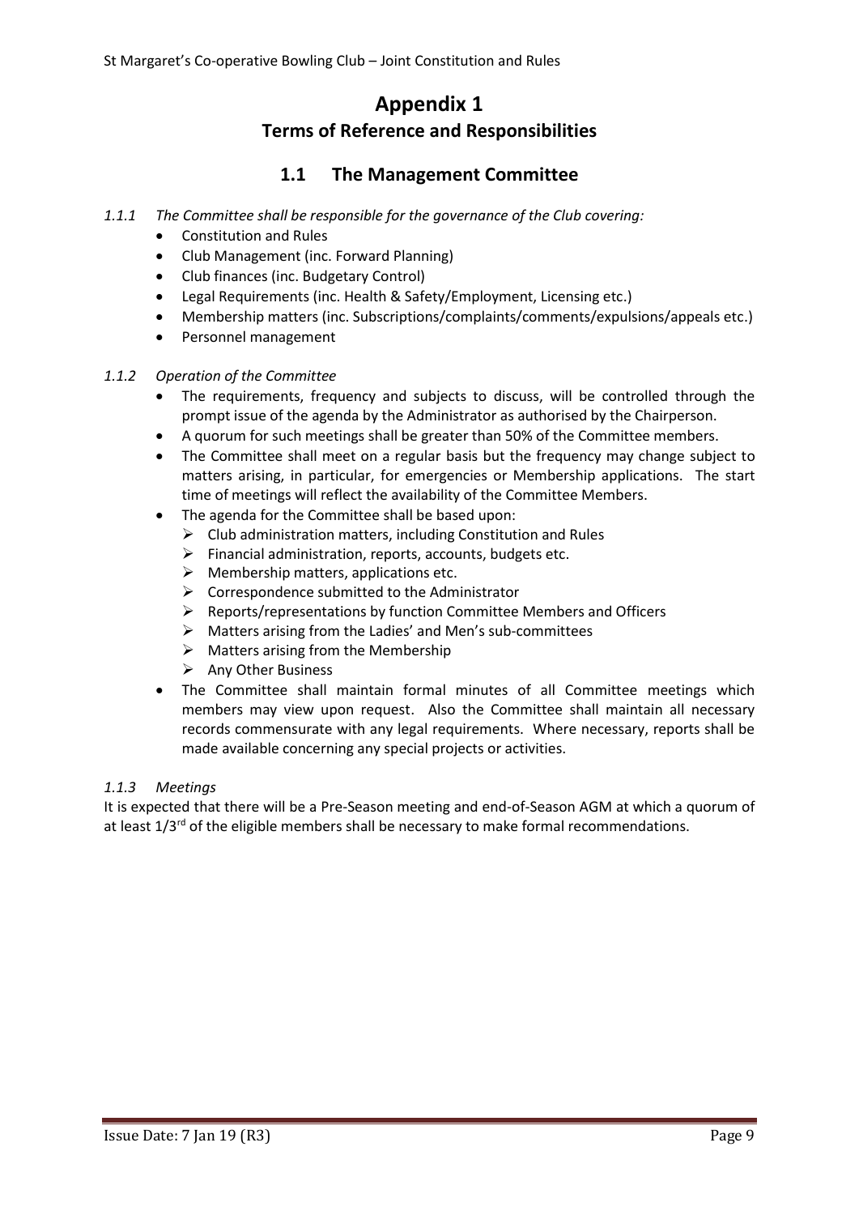# Appendix 1

## Terms of Reference and Responsibilities

### 1.1 The Management Committee

*1.1.1 The Committee shall be responsible for the governance of the Club covering:*

- Constitution and Rules
- Club Management (inc. Forward Planning)
- Club finances (inc. Budgetary Control)
- Legal Requirements (inc. Health & Safety/Employment, Licensing etc.)
- Membership matters (inc. Subscriptions/complaints/comments/expulsions/appeals etc.)
- Personnel management

*1.1.2 Operation of the Committee*

- The requirements, frequency and subjects to discuss, will be controlled through the prompt issue of the agenda by the Administrator as authorised by the Chairperson.
- A quorum for such meetings shall be greater than 50% of the Committee members.
- The Committee shall meet on a regular basis but the frequency may change subject to matters arising, in particular, for emergencies or Membership applications. The start time of meetings will reflect the availability of the Committee Members.
- The agenda for the Committee shall be based upon:
  - Club administration matters, including Constitution and Rules
  - Financial administration, reports, accounts, budgets etc.
  - Membership matters, applications etc.
  - Correspondence submitted to the Administrator
  - Reports/representations by function Committee Members and Officers
  - Matters arising from the Ladies' and Men's sub-committees
  - Matters arising from the Membership
  - Any Other Business
- The Committee shall maintain formal minutes of all Committee meetings which members may view upon request. Also the Committee shall maintain all necessary records commensurate with any legal requirements. Where necessary, reports shall be made available concerning any special projects or activities.

*1.1.3 Meetings*

It is expected that there will be a Pre-Season meeting and end-of-Season AGM at which a quorum of at least 1/3rd of the eligible members shall be necessary to make formal recommendations.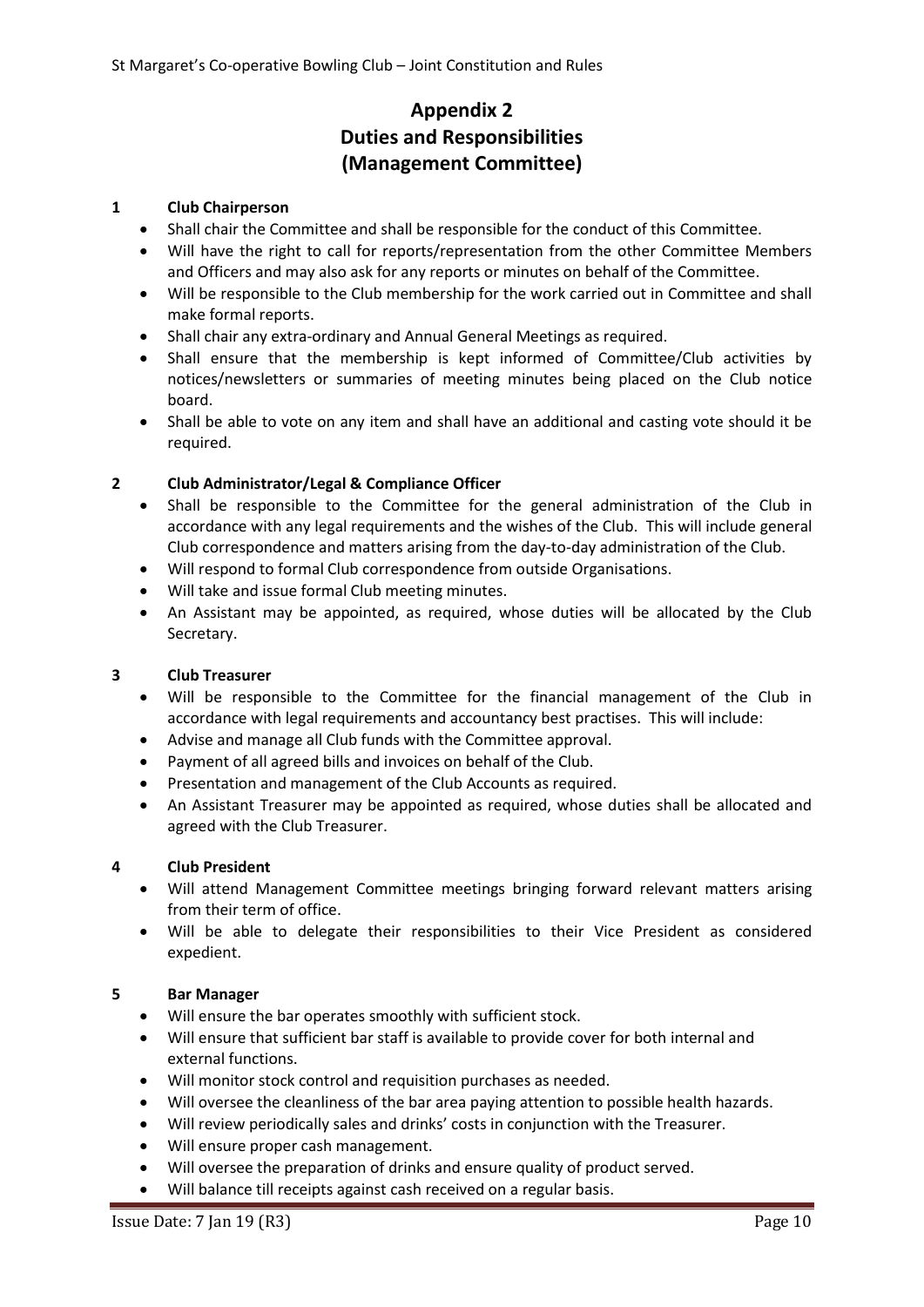# Appendix 2
# Duties and Responsibilities
# (Management Committee)

## 1 Club Chairperson

- Shall chair the Committee and shall be responsible for the conduct of this Committee.
- Will have the right to call for reports/representation from the other Committee Members and Officers and may also ask for any reports or minutes on behalf of the Committee.
- Will be responsible to the Club membership for the work carried out in Committee and shall make formal reports.
- Shall chair any extra-ordinary and Annual General Meetings as required.
- Shall ensure that the membership is kept informed of Committee/Club activities by notices/newsletters or summaries of meeting minutes being placed on the Club notice board.
- Shall be able to vote on any item and shall have an additional and casting vote should it be required.

## 2 Club Administrator/Legal & Compliance Officer

- Shall be responsible to the Committee for the general administration of the Club in accordance with any legal requirements and the wishes of the Club. This will include general Club correspondence and matters arising from the day-to-day administration of the Club.
- Will respond to formal Club correspondence from outside Organisations.
- Will take and issue formal Club meeting minutes.
- An Assistant may be appointed, as required, whose duties will be allocated by the Club Secretary.

## 3 Club Treasurer

- Will be responsible to the Committee for the financial management of the Club in accordance with legal requirements and accountancy best practises. This will include:
- Advise and manage all Club funds with the Committee approval.
- Payment of all agreed bills and invoices on behalf of the Club.
- Presentation and management of the Club Accounts as required.
- An Assistant Treasurer may be appointed as required, whose duties shall be allocated and agreed with the Club Treasurer.

## 4 Club President

- Will attend Management Committee meetings bringing forward relevant matters arising from their term of office.
- Will be able to delegate their responsibilities to their Vice President as considered expedient.

## 5 Bar Manager

- Will ensure the bar operates smoothly with sufficient stock.
- Will ensure that sufficient bar staff is available to provide cover for both internal and external functions.
- Will monitor stock control and requisition purchases as needed.
- Will oversee the cleanliness of the bar area paying attention to possible health hazards.
- Will review periodically sales and drinks' costs in conjunction with the Treasurer.
- Will ensure proper cash management.
- Will oversee the preparation of drinks and ensure quality of product served.
- Will balance till receipts against cash received on a regular basis.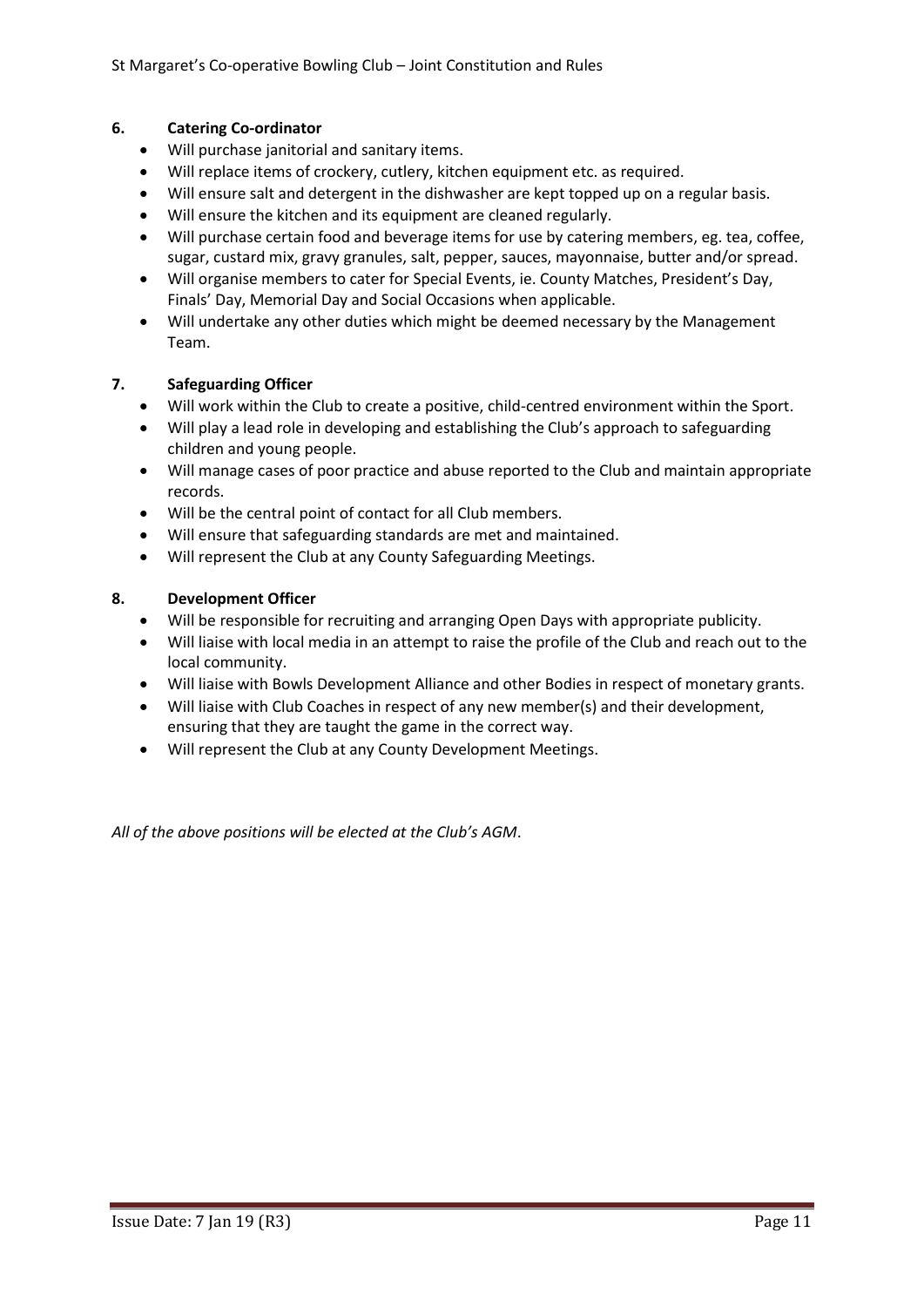### 6. Catering Co-ordinator

- Will purchase janitorial and sanitary items.
- Will replace items of crockery, cutlery, kitchen equipment etc. as required.
- Will ensure salt and detergent in the dishwasher are kept topped up on a regular basis.
- Will ensure the kitchen and its equipment are cleaned regularly.
- Will purchase certain food and beverage items for use by catering members, eg. tea, coffee, sugar, custard mix, gravy granules, salt, pepper, sauces, mayonnaise, butter and/or spread.
- Will organise members to cater for Special Events, ie. County Matches, President's Day, Finals' Day, Memorial Day and Social Occasions when applicable.
- Will undertake any other duties which might be deemed necessary by the Management Team.

### 7. Safeguarding Officer

- Will work within the Club to create a positive, child-centred environment within the Sport.
- Will play a lead role in developing and establishing the Club's approach to safeguarding children and young people.
- Will manage cases of poor practice and abuse reported to the Club and maintain appropriate records.
- Will be the central point of contact for all Club members.
- Will ensure that safeguarding standards are met and maintained.
- Will represent the Club at any County Safeguarding Meetings.

### 8. Development Officer

- Will be responsible for recruiting and arranging Open Days with appropriate publicity.
- Will liaise with local media in an attempt to raise the profile of the Club and reach out to the local community.
- Will liaise with Bowls Development Alliance and other Bodies in respect of monetary grants.
- Will liaise with Club Coaches in respect of any new member(s) and their development, ensuring that they are taught the game in the correct way.
- Will represent the Club at any County Development Meetings.

*All of the above positions will be elected at the Club's AGM*.